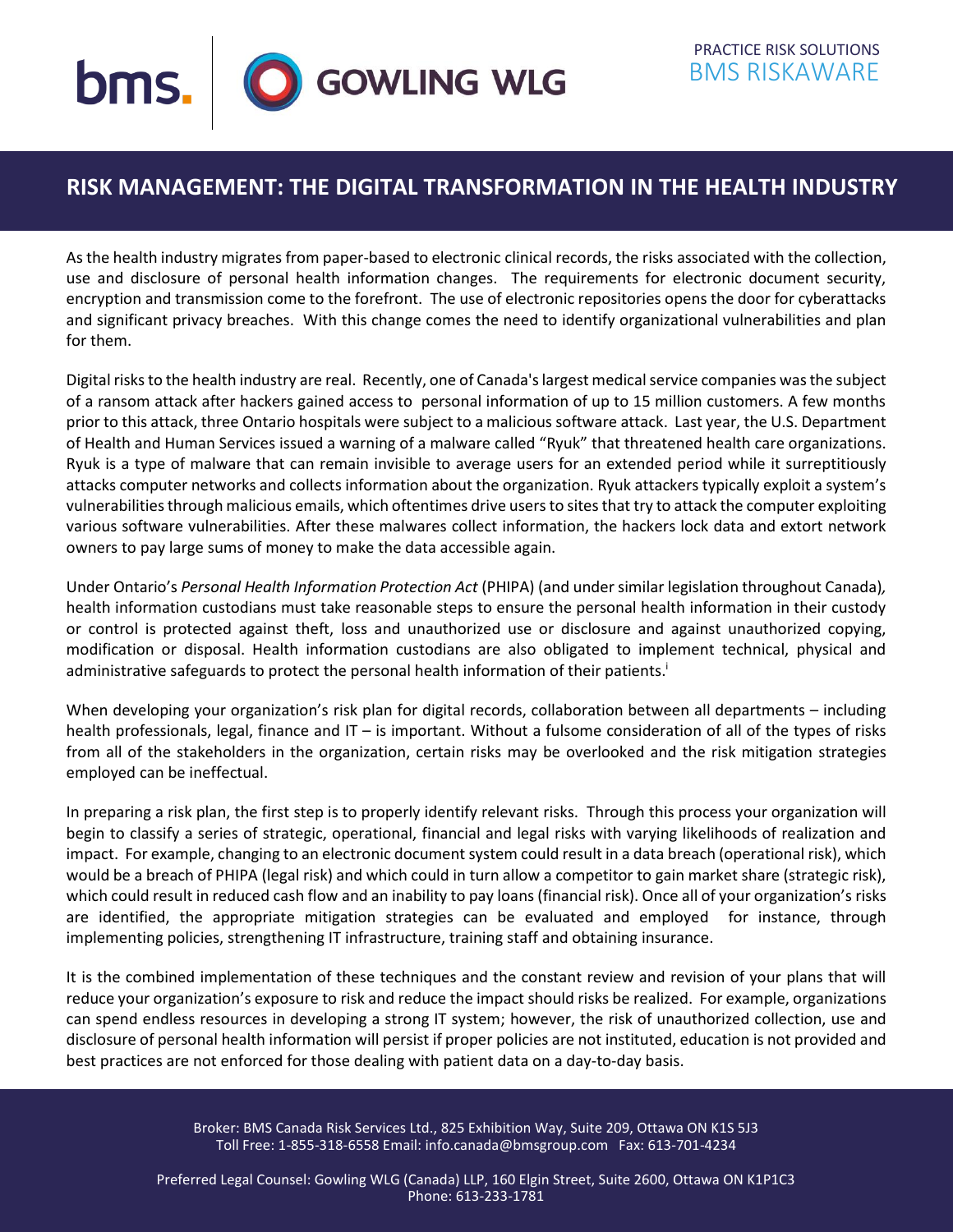bms. | GOWLING WLG

PRACTICE RISK SOLUTIONS
BMS RISKAWARE

# RISK MANAGEMENT: THE DIGITAL TRANSFORMATION IN THE HEALTH INDUSTRY

As the health industry migrates from paper-based to electronic clinical records, the risks associated with the collection, use and disclosure of personal health information changes. The requirements for electronic document security, encryption and transmission come to the forefront. The use of electronic repositories opens the door for cyberattacks and significant privacy breaches. With this change comes the need to identify organizational vulnerabilities and plan for them.

Digital risks to the health industry are real. Recently, one of Canada's largest medical service companies was the subject of a ransom attack after hackers gained access to personal information of up to 15 million customers. A few months prior to this attack, three Ontario hospitals were subject to a malicious software attack. Last year, the U.S. Department of Health and Human Services issued a warning of a malware called "Ryuk" that threatened health care organizations. Ryuk is a type of malware that can remain invisible to average users for an extended period while it surreptitiously attacks computer networks and collects information about the organization. Ryuk attackers typically exploit a system's vulnerabilities through malicious emails, which oftentimes drive users to sites that try to attack the computer exploiting various software vulnerabilities. After these malwares collect information, the hackers lock data and extort network owners to pay large sums of money to make the data accessible again.

Under Ontario's *Personal Health Information Protection Act* (PHIPA) (and under similar legislation throughout Canada), health information custodians must take reasonable steps to ensure the personal health information in their custody or control is protected against theft, loss and unauthorized use or disclosure and against unauthorized copying, modification or disposal. Health information custodians are also obligated to implement technical, physical and administrative safeguards to protect the personal health information of their patients.[i]

When developing your organization's risk plan for digital records, collaboration between all departments – including health professionals, legal, finance and IT – is important. Without a fulsome consideration of all of the types of risks from all of the stakeholders in the organization, certain risks may be overlooked and the risk mitigation strategies employed can be ineffectual.

In preparing a risk plan, the first step is to properly identify relevant risks. Through this process your organization will begin to classify a series of strategic, operational, financial and legal risks with varying likelihoods of realization and impact. For example, changing to an electronic document system could result in a data breach (operational risk), which would be a breach of PHIPA (legal risk) and which could in turn allow a competitor to gain market share (strategic risk), which could result in reduced cash flow and an inability to pay loans (financial risk). Once all of your organization's risks are identified, the appropriate mitigation strategies can be evaluated and employed for instance, through implementing policies, strengthening IT infrastructure, training staff and obtaining insurance.

It is the combined implementation of these techniques and the constant review and revision of your plans that will reduce your organization's exposure to risk and reduce the impact should risks be realized. For example, organizations can spend endless resources in developing a strong IT system; however, the risk of unauthorized collection, use and disclosure of personal health information will persist if proper policies are not instituted, education is not provided and best practices are not enforced for those dealing with patient data on a day-to-day basis.

Broker: BMS Canada Risk Services Ltd., 825 Exhibition Way, Suite 209, Ottawa ON K1S 5J3
Toll Free: 1-855-318-6558 Email: info.canada@bmsgroup.com Fax: 613-701-4234

Preferred Legal Counsel: Gowling WLG (Canada) LLP, 160 Elgin Street, Suite 2600, Ottawa ON K1P1C3
Phone: 613-233-1781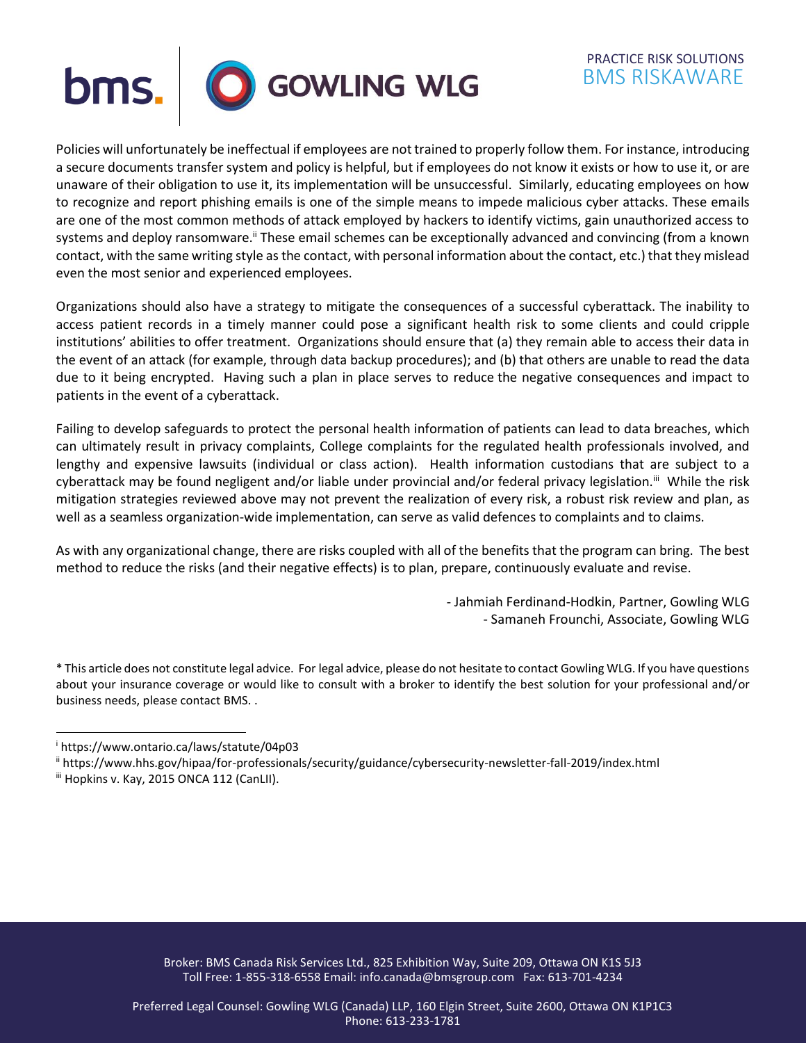Policies will unfortunately be ineffectual if employees are not trained to properly follow them. For instance, introducing a secure documents transfer system and policy is helpful, but if employees do not know it exists or how to use it, or are unaware of their obligation to use it, its implementation will be unsuccessful. Similarly, educating employees on how to recognize and report phishing emails is one of the simple means to impede malicious cyber attacks. These emails are one of the most common methods of attack employed by hackers to identify victims, gain unauthorized access to systems and deploy ransomware.[ii] These email schemes can be exceptionally advanced and convincing (from a known contact, with the same writing style as the contact, with personal information about the contact, etc.) that they mislead even the most senior and experienced employees.

Organizations should also have a strategy to mitigate the consequences of a successful cyberattack. The inability to access patient records in a timely manner could pose a significant health risk to some clients and could cripple institutions' abilities to offer treatment. Organizations should ensure that (a) they remain able to access their data in the event of an attack (for example, through data backup procedures); and (b) that others are unable to read the data due to it being encrypted. Having such a plan in place serves to reduce the negative consequences and impact to patients in the event of a cyberattack.

Failing to develop safeguards to protect the personal health information of patients can lead to data breaches, which can ultimately result in privacy complaints, College complaints for the regulated health professionals involved, and lengthy and expensive lawsuits (individual or class action). Health information custodians that are subject to a cyberattack may be found negligent and/or liable under provincial and/or federal privacy legislation.[iii] While the risk mitigation strategies reviewed above may not prevent the realization of every risk, a robust risk review and plan, as well as a seamless organization-wide implementation, can serve as valid defences to complaints and to claims.

As with any organizational change, there are risks coupled with all of the benefits that the program can bring. The best method to reduce the risks (and their negative effects) is to plan, prepare, continuously evaluate and revise.

- Jahmiah Ferdinand-Hodkin, Partner, Gowling WLG
- Samaneh Frounchi, Associate, Gowling WLG

* This article does not constitute legal advice. For legal advice, please do not hesitate to contact Gowling WLG. If you have questions about your insurance coverage or would like to consult with a broker to identify the best solution for your professional and/or business needs, please contact BMS. .

---

[i] https://www.ontario.ca/laws/statute/04p03

[ii] https://www.hhs.gov/hipaa/for-professionals/security/guidance/cybersecurity-newsletter-fall-2019/index.html

[iii] Hopkins v. Kay, 2015 ONCA 112 (CanLII).

Broker: BMS Canada Risk Services Ltd., 825 Exhibition Way, Suite 209, Ottawa ON K1S 5J3
Toll Free: 1-855-318-6558 Email: info.canada@bmsgroup.com Fax: 613-701-4234

Preferred Legal Counsel: Gowling WLG (Canada) LLP, 160 Elgin Street, Suite 2600, Ottawa ON K1P1C3
Phone: 613-233-1781